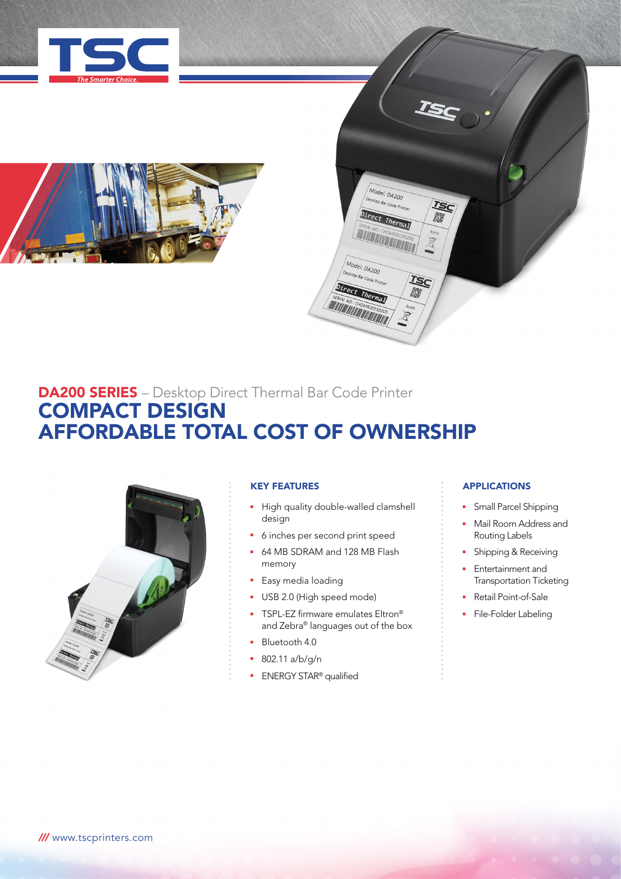# DA200 SERIES – Desktop Direct Thermal Bar Code Printer

## COMPACT DESIGN
## AFFORDABLE TOTAL COST OF OWNERSHIP

### KEY FEATURES

- High quality double-walled clamshell design
- 6 inches per second print speed
- 64 MB SDRAM and 128 MB Flash memory
- Easy media loading
- USB 2.0 (High speed mode)
- TSPL-EZ firmware emulates Eltron® and Zebra® languages out of the box
- Bluetooth 4.0
- 802.11 a/b/g/n
- ENERGY STAR® qualified

### APPLICATIONS

- Small Parcel Shipping
- Mail Room Address and Routing Labels
- Shipping & Receiving
- Entertainment and Transportation Ticketing
- Retail Point-of-Sale
- File-Folder Labeling

/// www.tscprinters.com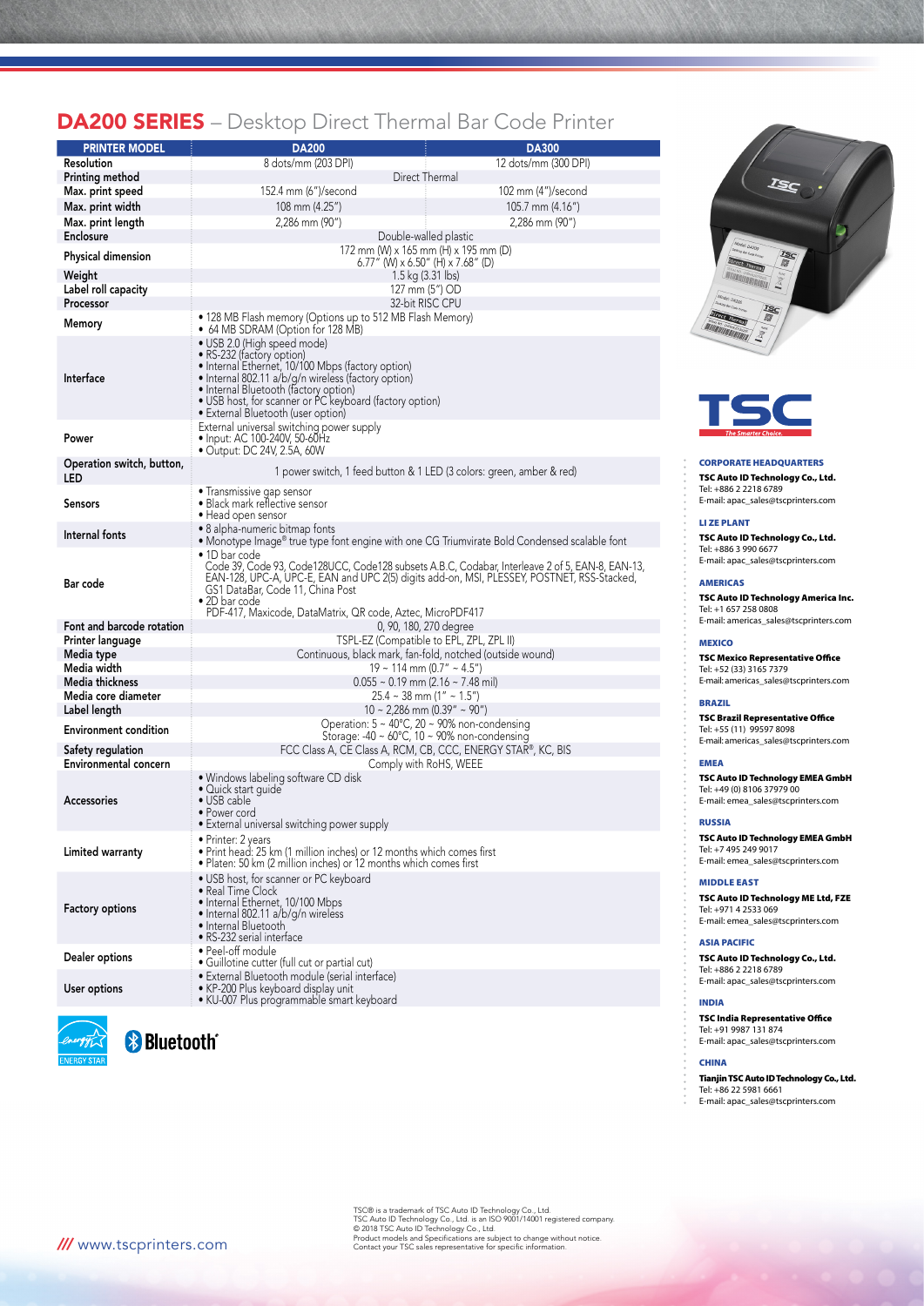## DA200 SERIES – Desktop Direct Thermal Bar Code Printer

| PRINTER MODEL | DA200 | DA300 |
|---|---|---|
| Resolution | 8 dots/mm (203 DPI) | 12 dots/mm (300 DPI) |
| Printing method | Direct Thermal | |
| Max. print speed | 152.4 mm (6")/second | 102 mm (4")/second |
| Max. print width | 108 mm (4.25") | 105.7 mm (4.16") |
| Max. print length | 2,286 mm (90") | 2,286 mm (90") |
| Enclosure | Double-walled plastic | |
| Physical dimension | 172 mm (W) x 165 mm (H) x 195 mm (D)<br>6.77" (W) x 6.50" (H) x 7.68" (D) | |
| Weight | 1.5 kg (3.31 lbs) | |
| Label roll capacity | 127 mm (5") OD | |
| Processor | 32-bit RISC CPU | |
| Memory | • 128 MB Flash memory (Options up to 512 MB Flash Memory)<br>• 64 MB SDRAM (Option for 128 MB) | |
| Interface | • USB 2.0 (High speed mode)<br>• RS-232 (factory option)<br>• Internal Ethernet, 10/100 Mbps (factory option)<br>• Internal 802.11 a/b/g/n wireless (factory option)<br>• Internal Bluetooth (factory option)<br>• USB host, for scanner or PC keyboard (factory option)<br>• External Bluetooth (user option) | |
| Power | External universal switching power supply<br>• Input: AC 100-240V, 50-60Hz<br>• Output: DC 24V, 2.5A, 60W | |
| Operation switch, button, LED | 1 power switch, 1 feed button & 1 LED (3 colors: green, amber & red) | |
| Sensors | • Transmissive gap sensor<br>• Black mark reflective sensor<br>• Head open sensor | |
| Internal fonts | • 8 alpha-numeric bitmap fonts<br>• Monotype Image® true type font engine with one CG Triumvirate Bold Condensed scalable font | |
| Bar code | • 1D bar code<br>Code 39, Code 93, Code128UCC, Code128 subsets A.B.C, Codabar, Interleave 2 of 5, EAN-8, EAN-13, EAN-128, UPC-A, UPC-E, EAN and UPC 2(5) digits add-on, MSI, PLESSEY, POSTNET, RSS-Stacked, GS1 DataBar, Code 11, China Post<br>• 2D bar code<br>PDF-417, Maxicode, DataMatrix, QR code, Aztec, MicroPDF417 | |
| Font and barcode rotation | 0, 90, 180, 270 degree | |
| Printer language | TSPL-EZ (Compatible to EPL, ZPL, ZPL II) | |
| Media type | Continuous, black mark, fan-fold, notched (outside wound) | |
| Media width | 19 ~ 114 mm (0.7" ~ 4.5") | |
| Media thickness | 0.055 ~ 0.19 mm (2.16 ~ 7.48 mil) | |
| Media core diameter | 25.4 ~ 38 mm (1" ~ 1.5") | |
| Label length | 10 ~ 2,286 mm (0.39" ~ 90") | |
| Environment condition | Operation: 5 ~ 40°C, 20 ~ 90% non-condensing<br>Storage: -40 ~ 60°C, 10 ~ 90% non-condensing | |
| Safety regulation | FCC Class A, CE Class A, RCM, CB, CCC, ENERGY STAR®, KC, BIS | |
| Environmental concern | Comply with RoHS, WEEE | |
| Accessories | • Windows labeling software CD disk<br>• Quick start guide<br>• USB cable<br>• Power cord<br>• External universal switching power supply | |
| Limited warranty | • Printer: 2 years<br>• Print head: 25 km (1 million inches) or 12 months which comes first<br>• Platen: 50 km (2 million inches) or 12 months which comes first | |
| Factory options | • USB host, for scanner or PC keyboard<br>• Real Time Clock<br>• Internal Ethernet, 10/100 Mbps<br>• Internal 802.11 a/b/g/n wireless<br>• Internal Bluetooth<br>• RS-232 serial interface | |
| Dealer options | • Peel-off module<br>• Guillotine cutter (full cut or partial cut) | |
| User options | • External Bluetooth module (serial interface)<br>• KP-200 Plus keyboard display unit<br>• KU-007 Plus programmable smart keyboard | |

ENERGY STAR

Bluetooth®

TSC
The Smarter Choice.

**CORPORATE HEADQUARTERS**
**TSC Auto ID Technology Co., Ltd.**
Tel: +886 2 2218 6789
E-mail: apac_sales@tscprinters.com

**LI ZE PLANT**
**TSC Auto ID Technology Co., Ltd.**
Tel: +886 3 990 6677
E-mail: apac_sales@tscprinters.com

**AMERICAS**
**TSC Auto ID Technology America Inc.**
Tel: +1 657 258 0808
E-mail: americas_sales@tscprinters.com

**MEXICO**
**TSC Mexico Representative Office**
Tel: +52 (33) 3165 7379
E-mail: americas_sales@tscprinters.com

**BRAZIL**
**TSC Brazil Representative Office**
Tel: +55 (11) 99597 8098
E-mail: americas_sales@tscprinters.com

**EMEA**
**TSC Auto ID Technology EMEA GmbH**
Tel: +49 (0) 8106 37979 00
E-mail: emea_sales@tscprinters.com

**RUSSIA**
**TSC Auto ID Technology EMEA GmbH**
Tel: +7 495 249 9017
E-mail: emea_sales@tscprinters.com

**MIDDLE EAST**
**TSC Auto ID Technology ME Ltd, FZE**
Tel: +971 4 2533 069
E-mail: emea_sales@tscprinters.com

**ASIA PACIFIC**
**TSC Auto ID Technology Co., Ltd.**
Tel: +886 2 2218 6789
E-mail: apac_sales@tscprinters.com

**INDIA**
**TSC India Representative Office**
Tel: +91 9987 131 874
E-mail: apac_sales@tscprinters.com

**CHINA**
**Tianjin TSC Auto ID Technology Co., Ltd.**
Tel: +86 22 5981 6661
E-mail: apac_sales@tscprinters.com

/// www.tscprinters.com

TSC® is a trademark of TSC Auto ID Technology Co., Ltd.
TSC Auto ID Technology Co., Ltd. is an ISO 9001/14001 registered company.
© 2018 TSC Auto ID Technology Co., Ltd.
Product models and Specifications are subject to change without notice.
Contact your TSC sales representative for specific information.